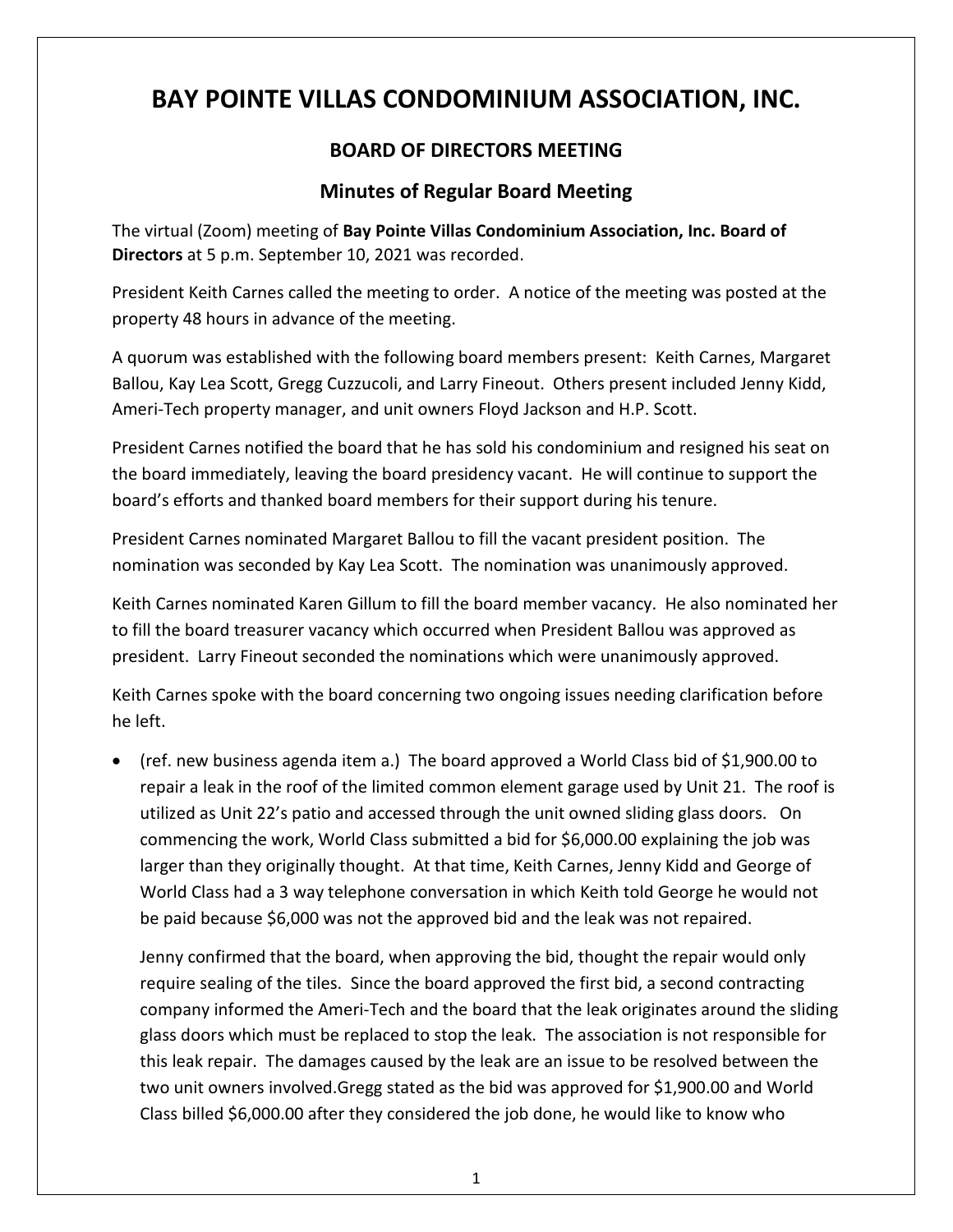# BAY POINTE VILLAS CONDOMINIUM ASSOCIATION, INC.

## BOARD OF DIRECTORS MEETING

### Minutes of Regular Board Meeting

The virtual (Zoom) meeting of **Bay Pointe Villas Condominium Association, Inc. Board of Directors** at 5 p.m. September 10, 2021 was recorded.

President Keith Carnes called the meeting to order. A notice of the meeting was posted at the property 48 hours in advance of the meeting.

A quorum was established with the following board members present: Keith Carnes, Margaret Ballou, Kay Lea Scott, Gregg Cuzzucoli, and Larry Fineout. Others present included Jenny Kidd, Ameri-Tech property manager, and unit owners Floyd Jackson and H.P. Scott.

President Carnes notified the board that he has sold his condominium and resigned his seat on the board immediately, leaving the board presidency vacant. He will continue to support the board's efforts and thanked board members for their support during his tenure.

President Carnes nominated Margaret Ballou to fill the vacant president position. The nomination was seconded by Kay Lea Scott. The nomination was unanimously approved.

Keith Carnes nominated Karen Gillum to fill the board member vacancy. He also nominated her to fill the board treasurer vacancy which occurred when President Ballou was approved as president. Larry Fineout seconded the nominations which were unanimously approved.

Keith Carnes spoke with the board concerning two ongoing issues needing clarification before he left.

- (ref. new business agenda item a.) The board approved a World Class bid of $1,900.00 to repair a leak in the roof of the limited common element garage used by Unit 21. The roof is utilized as Unit 22's patio and accessed through the unit owned sliding glass doors. On commencing the work, World Class submitted a bid for $6,000.00 explaining the job was larger than they originally thought. At that time, Keith Carnes, Jenny Kidd and George of World Class had a 3 way telephone conversation in which Keith told George he would not be paid because $6,000 was not the approved bid and the leak was not repaired.

  Jenny confirmed that the board, when approving the bid, thought the repair would only require sealing of the tiles. Since the board approved the first bid, a second contracting company informed the Ameri-Tech and the board that the leak originates around the sliding glass doors which must be replaced to stop the leak. The association is not responsible for this leak repair. The damages caused by the leak are an issue to be resolved between the two unit owners involved.Gregg stated as the bid was approved for $1,900.00 and World Class billed $6,000.00 after they considered the job done, he would like to know who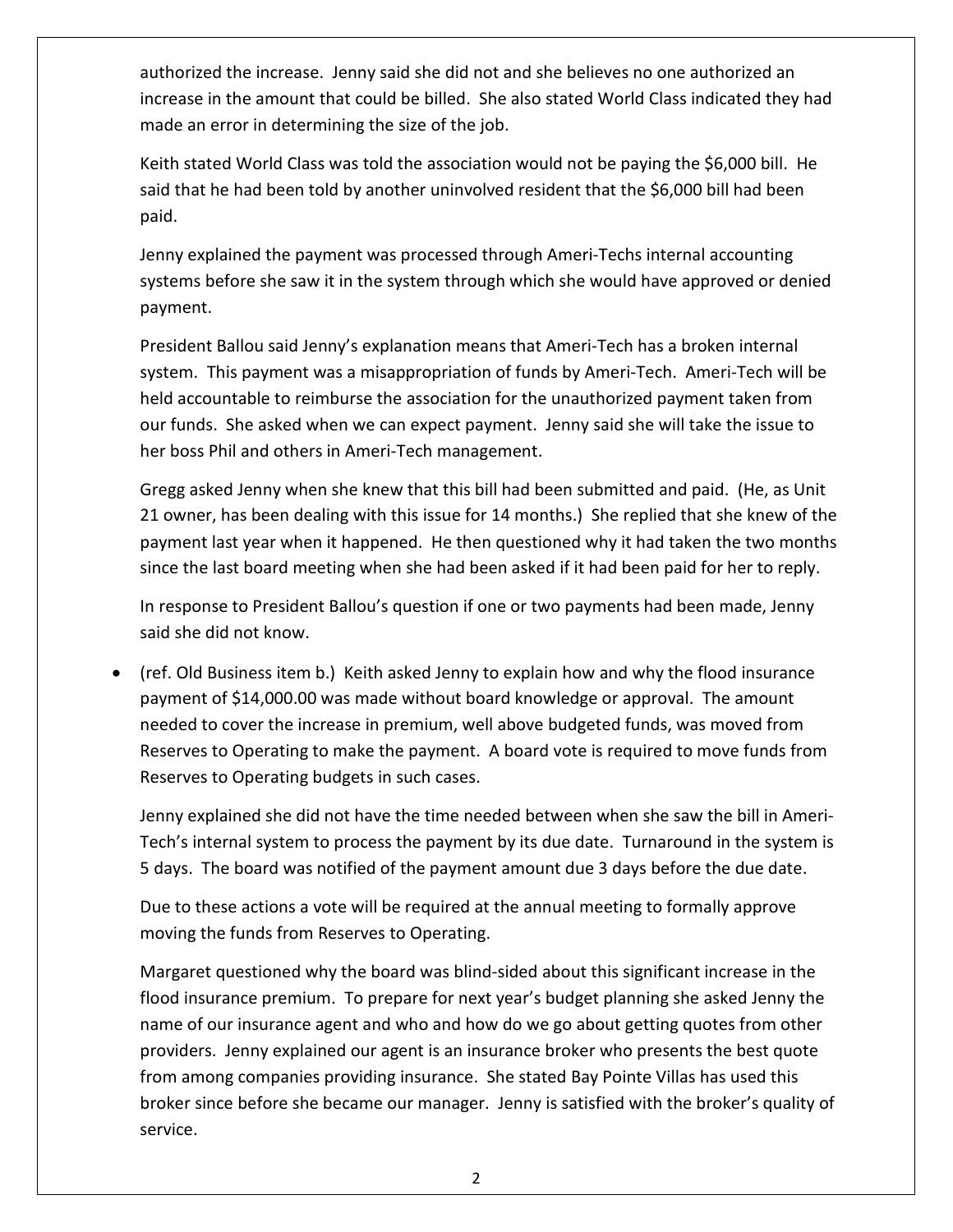authorized the increase. Jenny said she did not and she believes no one authorized an increase in the amount that could be billed. She also stated World Class indicated they had made an error in determining the size of the job.

Keith stated World Class was told the association would not be paying the $6,000 bill. He said that he had been told by another uninvolved resident that the $6,000 bill had been paid.

Jenny explained the payment was processed through Ameri-Techs internal accounting systems before she saw it in the system through which she would have approved or denied payment.

President Ballou said Jenny's explanation means that Ameri-Tech has a broken internal system. This payment was a misappropriation of funds by Ameri-Tech. Ameri-Tech will be held accountable to reimburse the association for the unauthorized payment taken from our funds. She asked when we can expect payment. Jenny said she will take the issue to her boss Phil and others in Ameri-Tech management.

Gregg asked Jenny when she knew that this bill had been submitted and paid. (He, as Unit 21 owner, has been dealing with this issue for 14 months.) She replied that she knew of the payment last year when it happened. He then questioned why it had taken the two months since the last board meeting when she had been asked if it had been paid for her to reply.

In response to President Ballou's question if one or two payments had been made, Jenny said she did not know.

- (ref. Old Business item b.) Keith asked Jenny to explain how and why the flood insurance payment of $14,000.00 was made without board knowledge or approval. The amount needed to cover the increase in premium, well above budgeted funds, was moved from Reserves to Operating to make the payment. A board vote is required to move funds from Reserves to Operating budgets in such cases.

  Jenny explained she did not have the time needed between when she saw the bill in Ameri-Tech's internal system to process the payment by its due date. Turnaround in the system is 5 days. The board was notified of the payment amount due 3 days before the due date.

  Due to these actions a vote will be required at the annual meeting to formally approve moving the funds from Reserves to Operating.

  Margaret questioned why the board was blind-sided about this significant increase in the flood insurance premium. To prepare for next year's budget planning she asked Jenny the name of our insurance agent and who and how do we go about getting quotes from other providers. Jenny explained our agent is an insurance broker who presents the best quote from among companies providing insurance. She stated Bay Pointe Villas has used this broker since before she became our manager. Jenny is satisfied with the broker's quality of service.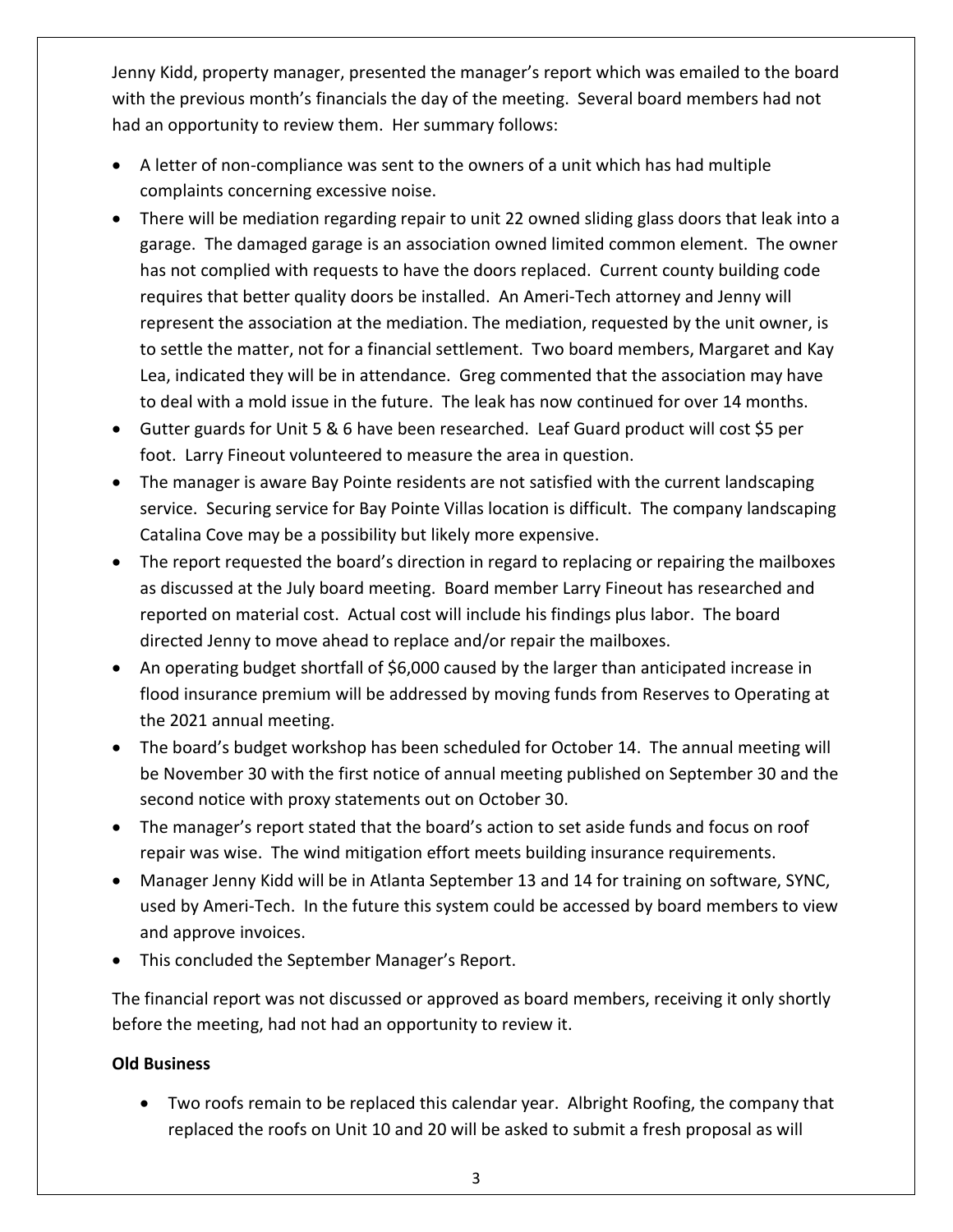Jenny Kidd, property manager, presented the manager's report which was emailed to the board with the previous month's financials the day of the meeting. Several board members had not had an opportunity to review them. Her summary follows:

- A letter of non-compliance was sent to the owners of a unit which has had multiple complaints concerning excessive noise.
- There will be mediation regarding repair to unit 22 owned sliding glass doors that leak into a garage. The damaged garage is an association owned limited common element. The owner has not complied with requests to have the doors replaced. Current county building code requires that better quality doors be installed. An Ameri-Tech attorney and Jenny will represent the association at the mediation. The mediation, requested by the unit owner, is to settle the matter, not for a financial settlement. Two board members, Margaret and Kay Lea, indicated they will be in attendance. Greg commented that the association may have to deal with a mold issue in the future. The leak has now continued for over 14 months.
- Gutter guards for Unit 5 & 6 have been researched. Leaf Guard product will cost $5 per foot. Larry Fineout volunteered to measure the area in question.
- The manager is aware Bay Pointe residents are not satisfied with the current landscaping service. Securing service for Bay Pointe Villas location is difficult. The company landscaping Catalina Cove may be a possibility but likely more expensive.
- The report requested the board's direction in regard to replacing or repairing the mailboxes as discussed at the July board meeting. Board member Larry Fineout has researched and reported on material cost. Actual cost will include his findings plus labor. The board directed Jenny to move ahead to replace and/or repair the mailboxes.
- An operating budget shortfall of $6,000 caused by the larger than anticipated increase in flood insurance premium will be addressed by moving funds from Reserves to Operating at the 2021 annual meeting.
- The board's budget workshop has been scheduled for October 14. The annual meeting will be November 30 with the first notice of annual meeting published on September 30 and the second notice with proxy statements out on October 30.
- The manager's report stated that the board's action to set aside funds and focus on roof repair was wise. The wind mitigation effort meets building insurance requirements.
- Manager Jenny Kidd will be in Atlanta September 13 and 14 for training on software, SYNC, used by Ameri-Tech. In the future this system could be accessed by board members to view and approve invoices.
- This concluded the September Manager's Report.

The financial report was not discussed or approved as board members, receiving it only shortly before the meeting, had not had an opportunity to review it.

**Old Business**

- Two roofs remain to be replaced this calendar year. Albright Roofing, the company that replaced the roofs on Unit 10 and 20 will be asked to submit a fresh proposal as will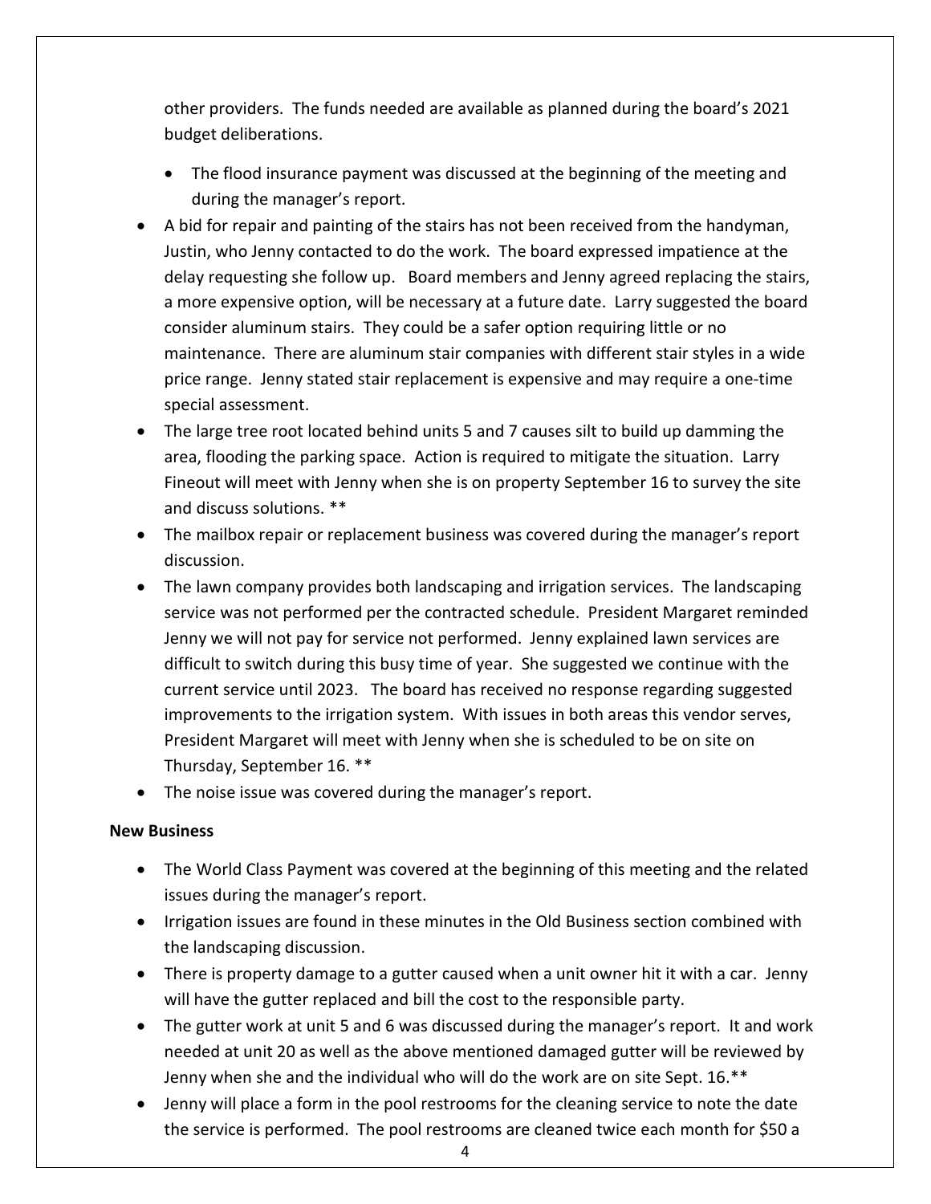other providers. The funds needed are available as planned during the board's 2021 budget deliberations.

  - The flood insurance payment was discussed at the beginning of the meeting and during the manager's report.
- A bid for repair and painting of the stairs has not been received from the handyman, Justin, who Jenny contacted to do the work. The board expressed impatience at the delay requesting she follow up. Board members and Jenny agreed replacing the stairs, a more expensive option, will be necessary at a future date. Larry suggested the board consider aluminum stairs. They could be a safer option requiring little or no maintenance. There are aluminum stair companies with different stair styles in a wide price range. Jenny stated stair replacement is expensive and may require a one-time special assessment.
- The large tree root located behind units 5 and 7 causes silt to build up damming the area, flooding the parking space. Action is required to mitigate the situation. Larry Fineout will meet with Jenny when she is on property September 16 to survey the site and discuss solutions. **
- The mailbox repair or replacement business was covered during the manager's report discussion.
- The lawn company provides both landscaping and irrigation services. The landscaping service was not performed per the contracted schedule. President Margaret reminded Jenny we will not pay for service not performed. Jenny explained lawn services are difficult to switch during this busy time of year. She suggested we continue with the current service until 2023. The board has received no response regarding suggested improvements to the irrigation system. With issues in both areas this vendor serves, President Margaret will meet with Jenny when she is scheduled to be on site on Thursday, September 16. **
- The noise issue was covered during the manager's report.

**New Business**

- The World Class Payment was covered at the beginning of this meeting and the related issues during the manager's report.
- Irrigation issues are found in these minutes in the Old Business section combined with the landscaping discussion.
- There is property damage to a gutter caused when a unit owner hit it with a car. Jenny will have the gutter replaced and bill the cost to the responsible party.
- The gutter work at unit 5 and 6 was discussed during the manager's report. It and work needed at unit 20 as well as the above mentioned damaged gutter will be reviewed by Jenny when she and the individual who will do the work are on site Sept. 16.**
- Jenny will place a form in the pool restrooms for the cleaning service to note the date the service is performed. The pool restrooms are cleaned twice each month for $50 a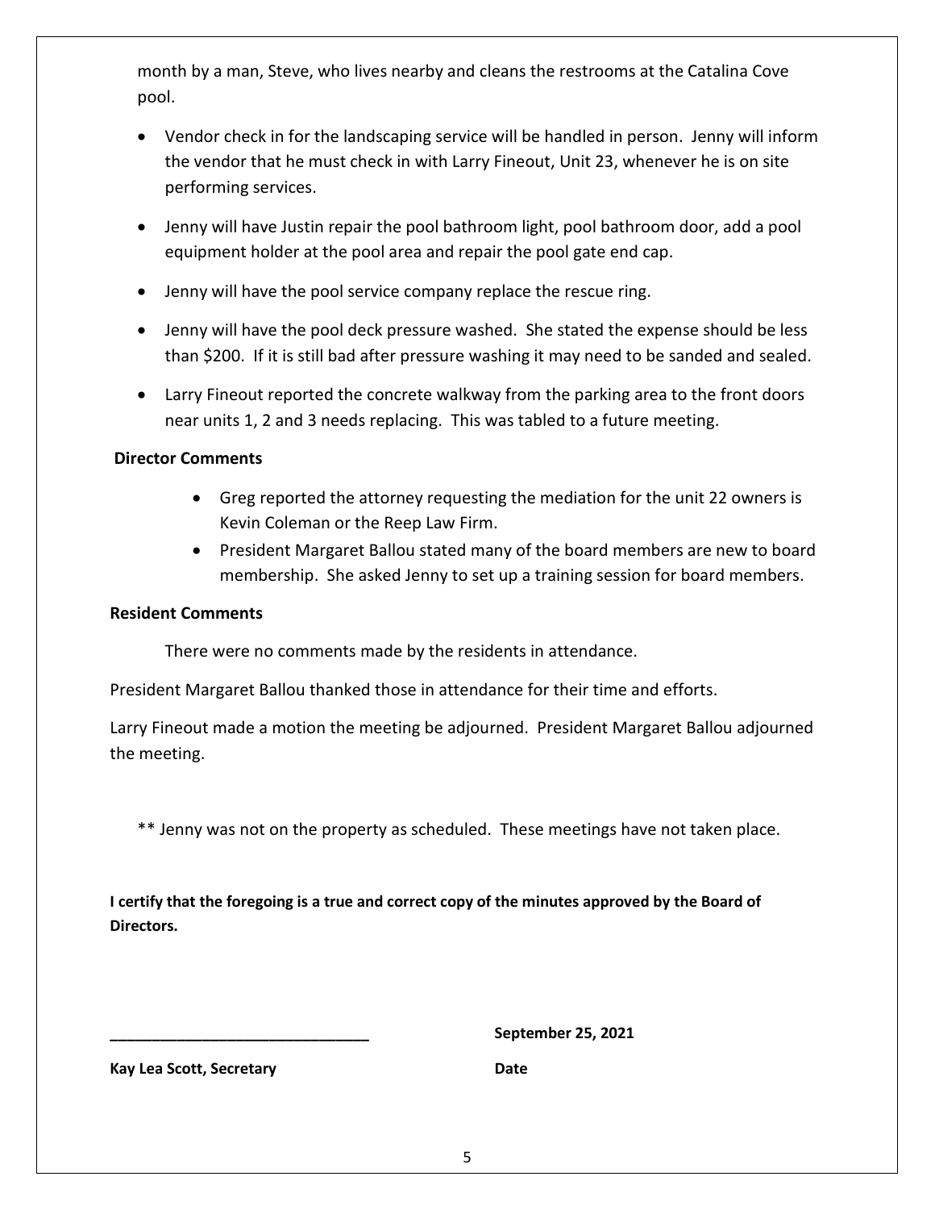month by a man, Steve, who lives nearby and cleans the restrooms at the Catalina Cove pool.

- Vendor check in for the landscaping service will be handled in person. Jenny will inform the vendor that he must check in with Larry Fineout, Unit 23, whenever he is on site performing services.
- Jenny will have Justin repair the pool bathroom light, pool bathroom door, add a pool equipment holder at the pool area and repair the pool gate end cap.
- Jenny will have the pool service company replace the rescue ring.
- Jenny will have the pool deck pressure washed. She stated the expense should be less than $200. If it is still bad after pressure washing it may need to be sanded and sealed.
- Larry Fineout reported the concrete walkway from the parking area to the front doors near units 1, 2 and 3 needs replacing. This was tabled to a future meeting.

**Director Comments**

- Greg reported the attorney requesting the mediation for the unit 22 owners is Kevin Coleman or the Reep Law Firm.
- President Margaret Ballou stated many of the board members are new to board membership. She asked Jenny to set up a training session for board members.

**Resident Comments**

There were no comments made by the residents in attendance.

President Margaret Ballou thanked those in attendance for their time and efforts.

Larry Fineout made a motion the meeting be adjourned. President Margaret Ballou adjourned the meeting.

** Jenny was not on the property as scheduled. These meetings have not taken place.

**I certify that the foregoing is a true and correct copy of the minutes approved by the Board of Directors.**

**______________________________** **September 25, 2021**

**Kay Lea Scott, Secretary** **Date**